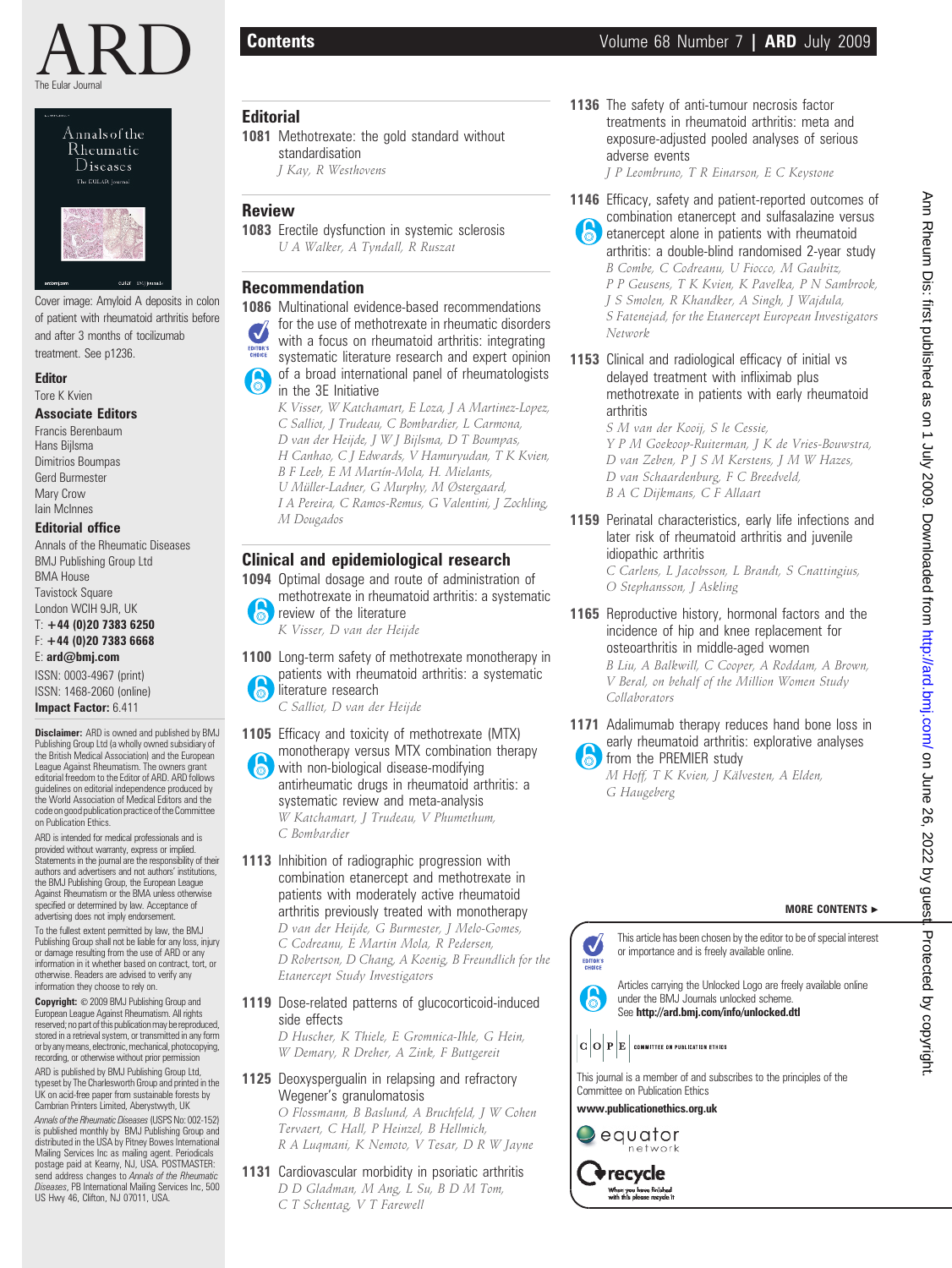# ARD

The Eular Journal

Cover image: Amyloid A deposits in colon of patient with rheumatoid arthritis before and after 3 months of tocilizumab treatment. See p1236.

**Editor**

Tore K Kvien

**Associate Editors**

Francis Berenbaum
Hans Bijlsma
Dimitrios Boumpas
Gerd Burmester
Mary Crow
Iain McInnes

**Editorial office**

Annals of the Rheumatic Diseases
BMJ Publishing Group Ltd
BMA House
Tavistock Square
London WCIH 9JR, UK
T: **+44 (0)20 7383 6250**
F: **+44 (0)20 7383 6668**
E: **ard@bmj.com**
ISSN: 0003-4967 (print)
ISSN: 1468-2060 (online)
**Impact Factor:** 6.411

**Disclaimer:** ARD is owned and published by BMJ Publishing Group Ltd (a wholly owned subsidiary of the British Medical Association) and the European League Against Rheumatism. The owners grant editorial freedom to the Editor of ARD. ARD follows guidelines on editorial independence produced by the World Association of Medical Editors and the code on good publication practice of the Committee on Publication Ethics.

ARD is intended for medical professionals and is provided without warranty, express or implied. Statements in the journal are the responsibility of their authors and advertisers and not authors' institutions, the BMJ Publishing Group, the European League Against Rheumatism or the BMA unless otherwise specified or determined by law. Acceptance of advertising does not imply endorsement.

To the fullest extent permitted by law, the BMJ Publishing Group shall not be liable for any loss, injury or damage resulting from the use of ARD or any information in it whether based on contract, tort, or otherwise. Readers are advised to verify any information they choose to rely on.

**Copyright:** © 2009 BMJ Publishing Group and European League Against Rheumatism. All rights reserved; no part of this publication may be reproduced, stored in a retrieval system, or transmitted in any form or by any means, electronic, mechanical, photocopying, recording, or otherwise without prior permission

ARD is published by BMJ Publishing Group Ltd, typeset by The Charlesworth Group and printed in the UK on acid-free paper from sustainable forests by Cambrian Printers Limited, Aberystwyth, UK

*Annals of the Rheumatic Diseases* (USPS No: 002-152) is published monthly by BMJ Publishing Group and distributed in the USA by Pitney Bowes International Mailing Services Inc as mailing agent. Periodicals postage paid at Kearny, NJ, USA. POSTMASTER: send address changes to *Annals of the Rheumatic Diseases*, PB International Mailing Services Inc, 500 US Hwy 46, Clifton, NJ 07011, USA.

## Contents

### Editorial

**1081** Methotrexate: the gold standard without standardisation
*J Kay, R Westhovens*

### Review

**1083** Erectile dysfunction in systemic sclerosis
*U A Walker, A Tyndall, R Ruszat*

### Recommendation

**1086** Multinational evidence-based recommendations for the use of methotrexate in rheumatic disorders with a focus on rheumatoid arthritis: integrating systematic literature research and expert opinion of a broad international panel of rheumatologists in the 3E Initiative
*K Visser, W Katchamart, E Loza, J A Martinez-Lopez, C Salliot, J Trudeau, C Bombardier, L Carmona, D van der Heijde, J W J Bijlsma, D T Boumpas, H Canhao, C J Edwards, V Hamuryudan, T K Kvien, B F Leeb, E M Martín-Mola, H. Mielants, U Müller-Ladner, G Murphy, M Østergaard, I A Pereira, C Ramos-Remus, G Valentini, J Zochling, M Dougados*

### Clinical and epidemiological research

**1094** Optimal dosage and route of administration of methotrexate in rheumatoid arthritis: a systematic review of the literature
*K Visser, D van der Heijde*

**1100** Long-term safety of methotrexate monotherapy in patients with rheumatoid arthritis: a systematic literature review
*C Salliot, D van der Heijde*

**1105** Efficacy and toxicity of methotrexate (MTX) monotherapy versus MTX combination therapy with non-biological disease-modifying antirheumatic drugs in rheumatoid arthritis: a systematic review and meta-analysis
*W Katchamart, J Trudeau, V Phumethum, C Bombardier*

**1113** Inhibition of radiographic progression with combination etanercept and methotrexate in patients with moderately active rheumatoid arthritis previously treated with monotherapy
*D van der Heijde, G Burmester, J Melo-Gomes, C Codreanu, E Martin Mola, R Pedersen, D Robertson, D Chang, A Koenig, B Freundlich for the Etanercept Study Investigators*

**1119** Dose-related patterns of glucocorticoid-induced side effects
*D Huscher, K Thiele, E Gromnica-Ihle, G Hein, W Demary, R Dreher, A Zink, F Buttgereit*

**1125** Deoxyspergualin in relapsing and refractory Wegener's granulomatosis
*O Flossmann, B Baslund, A Bruchfeld, J W Cohen Tervaert, C Hall, P Heinzel, B Hellmich, R A Luqmani, K Nemoto, V Tesar, D R W Jayne*

**1131** Cardiovascular morbidity in psoriatic arthritis
*D D Gladman, M Ang, L Su, B D M Tom, C T Schentag, V T Farewell*

**1136** The safety of anti-tumour necrosis factor treatments in rheumatoid arthritis: meta and exposure-adjusted pooled analyses of serious adverse events
*J P Leombruno, T R Einarson, E C Keystone*

**1146** Efficacy, safety and patient-reported outcomes of combination etanercept and sulfasalazine versus etanercept alone in patients with rheumatoid arthritis: a double-blind randomised 2-year study
*B Combe, C Codreanu, U Fiocco, M Gaubitz, P P Geusens, T K Kvien, K Pavelka, P N Sambrook, J S Smolen, R Khandker, A Singh, J Wajdula, S Fatenejad, for the Etanercept European Investigators Network*

**1153** Clinical and radiological efficacy of initial vs delayed treatment with infliximab plus methotrexate in patients with early rheumatoid arthritis
*S M van der Kooij, S le Cessie, Y P M Goekoop-Ruiterman, J K de Vries-Bouwstra, D van Zeben, P J S M Kerstens, J M W Hazes, D van Schaardenburg, F C Breedveld, B A C Dijkmans, C F Allaart*

**1159** Perinatal characteristics, early life infections and later risk of rheumatoid arthritis and juvenile idiopathic arthritis
*C Carlens, L Jacobsson, L Brandt, S Cnattingius, O Stephansson, J Askling*

**1165** Reproductive history, hormonal factors and the incidence of hip and knee replacement for osteoarthritis in middle-aged women
*B Liu, A Balkwill, C Cooper, A Roddam, A Brown, V Beral, on behalf of the Million Women Study Collaborators*

**1171** Adalimumab therapy reduces hand bone loss in early rheumatoid arthritis: explorative analyses from the PREMIER study
*M Hoff, T K Kvien, J Kälvesten, A Elden, G Haugeberg*

**MORE CONTENTS ►**

This article has been chosen by the editor to be of special interest or importance and is freely available online.

Articles carrying the Unlocked Logo are freely available online under the BMJ Journals unlocked scheme. See **http://ard.bmj.com/info/unlocked.dtl**

This journal is a member of and subscribes to the principles of the Committee on Publication Ethics

**www.publicationethics.org.uk**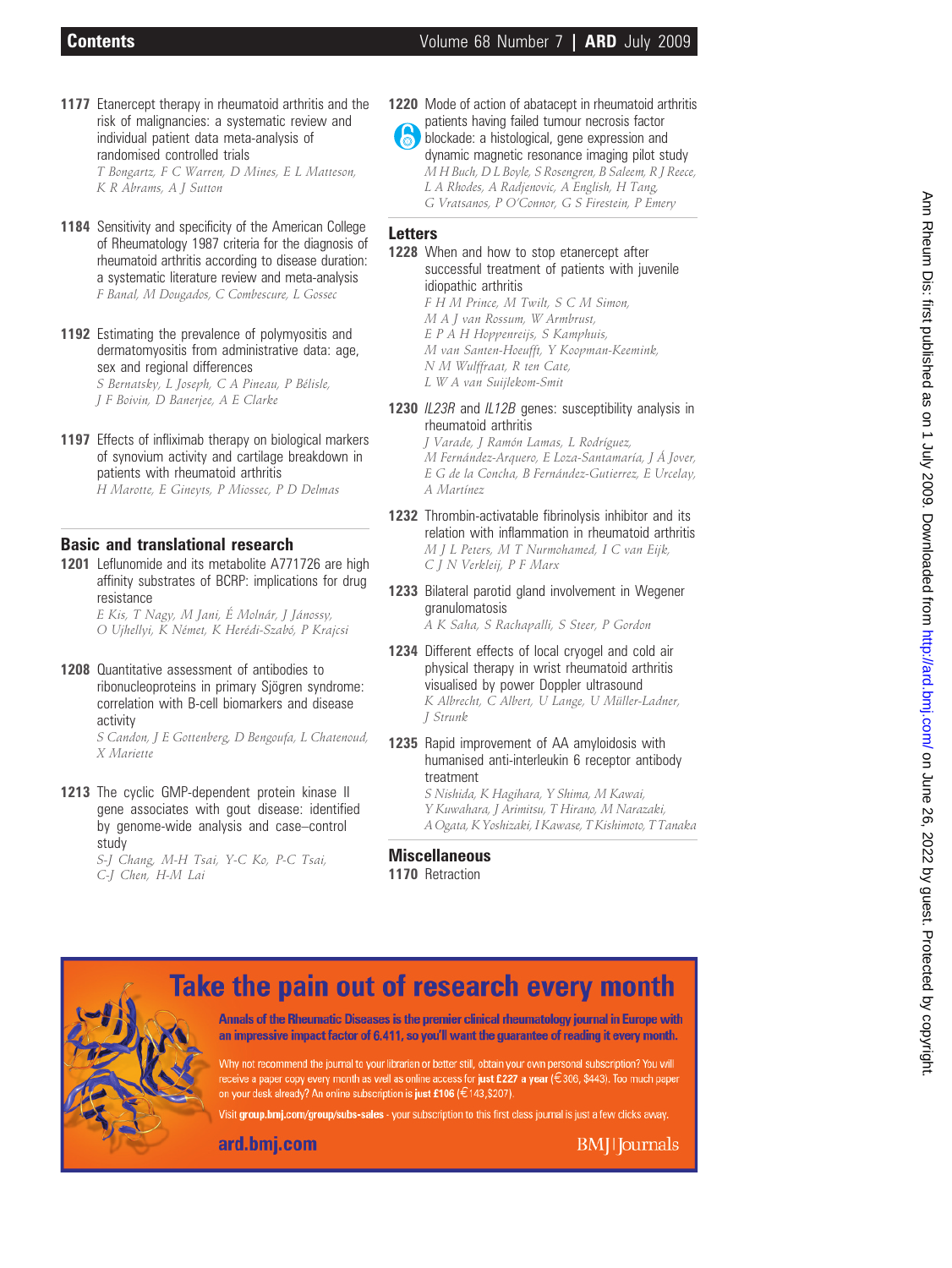**1177** Etanercept therapy in rheumatoid arthritis and the risk of malignancies: a systematic review and individual patient data meta-analysis of randomised controlled trials
*T Bongartz, F C Warren, D Mines, E L Matteson, K R Abrams, A J Sutton*

**1184** Sensitivity and specificity of the American College of Rheumatology 1987 criteria for the diagnosis of rheumatoid arthritis according to disease duration: a systematic literature review and meta-analysis
*F Banal, M Dougados, C Combescure, L Gossec*

**1192** Estimating the prevalence of polymyositis and dermatomyositis from administrative data: age, sex and regional differences
*S Bernatsky, L Joseph, C A Pineau, P Bélisle, J F Boivin, D Banerjee, A E Clarke*

**1197** Effects of infliximab therapy on biological markers of synovium activity and cartilage breakdown in patients with rheumatoid arthritis
*H Marotte, E Gineyts, P Miossec, P D Delmas*

## Basic and translational research

**1201** Leflunomide and its metabolite A771726 are high affinity substrates of BCRP: implications for drug resistance
*E Kis, T Nagy, M Jani, É Molnár, J Jánossy, O Ujhellyi, K Német, K Herédi-Szabó, P Krajcsi*

**1208** Quantitative assessment of antibodies to ribonucleoproteins in primary Sjögren syndrome: correlation with B-cell biomarkers and disease activity
*S Candon, J E Gottenberg, D Bengoufa, L Chatenoud, X Mariette*

**1213** The cyclic GMP-dependent protein kinase II gene associates with gout disease: identified by genome-wide analysis and case–control study
*S-J Chang, M-H Tsai, Y-C Ko, P-C Tsai, C-J Chen, H-M Lai*

**1220** Mode of action of abatacept in rheumatoid arthritis patients having failed tumour necrosis factor blockade: a histological, gene expression and dynamic magnetic resonance imaging pilot study
*M H Buch, D L Boyle, S Rosengren, B Saleem, R J Reece, L A Rhodes, A Radjenovic, A English, H Tang, G Vratsanos, P O'Connor, G S Firestein, P Emery*

## Letters

**1228** When and how to stop etanercept after successful treatment of patients with juvenile idiopathic arthritis
*F H M Prince, M Twilt, S C M Simon, M A J van Rossum, W Armbrust, E P A H Hoppenreijs, S Kamphuis, M van Santen-Hoeufft, Y Koopman-Keemink, N M Wulffraat, R ten Cate, L W A van Suijlekom-Smit*

**1230** *IL23R* and *IL12B* genes: susceptibility analysis in rheumatoid arthritis
*J Varade, J Ramón Lamas, L Rodríguez, M Fernández-Arquero, E Loza-Santamaría, J Á Jover, E G de la Concha, B Fernández-Gutierrez, E Urcelay, A Martínez*

**1232** Thrombin-activatable fibrinolysis inhibitor and its relation with inflammation in rheumatoid arthritis
*M J L Peters, M T Nurmohamed, I C van Eijk, C J N Verkleij, P F Marx*

**1233** Bilateral parotid gland involvement in Wegener granulomatosis
*A K Saha, S Rachapalli, S Steer, P Gordon*

**1234** Different effects of local cryogel and cold air physical therapy in wrist rheumatoid arthritis visualised by power Doppler ultrasound
*K Albrecht, C Albert, U Lange, U Müller-Ladner, J Strunk*

**1235** Rapid improvement of AA amyloidosis with humanised anti-interleukin 6 receptor antibody treatment
*S Nishida, K Hagihara, Y Shima, M Kawai, Y Kuwahara, J Arimitsu, T Hirano, M Narazaki, A Ogata, K Yoshizaki, I Kawase, T Kishimoto, T Tanaka*

## Miscellaneous

**1170** Retraction

# Take the pain out of research every month

**Annals of the Rheumatic Diseases is the premier clinical rheumatology journal in Europe with an impressive impact factor of 6.411, so you'll want the guarantee of reading it every month.**

Why not recommend the journal to your librarian or better still, obtain your own personal subscription? You will receive a paper copy every month as well as online access for **just £227 a year** (€306, $443). Too much paper on your desk already? An online subscription is **just £106** (€143,$207).

Visit **group.bmj.com/group/subs-sales** - your subscription to this first class journal is just a few clicks away.

**ard.bmj.com**

BMJ|Journals